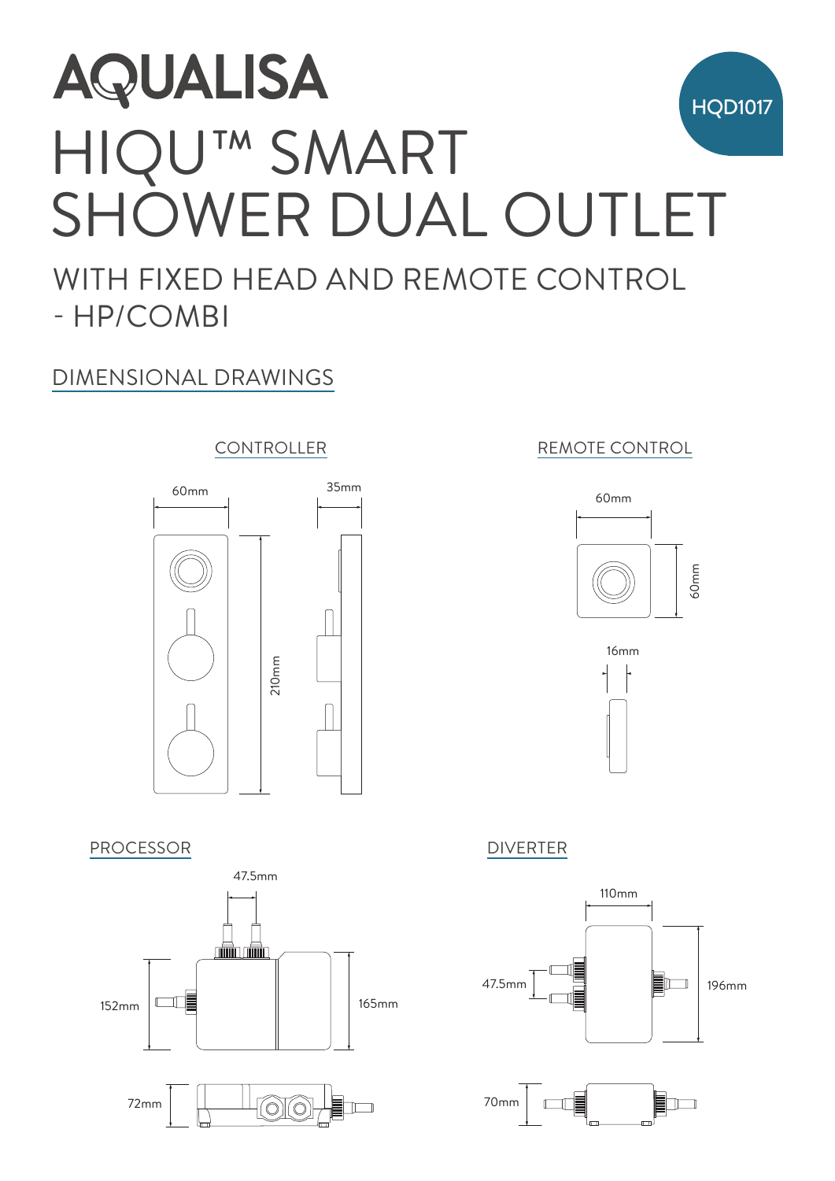# AQUALISA

HQD1017

# HIQU™ SMART SHOWER DUAL OUTLET

## WITH FIXED HEAD AND REMOTE CONTROL - HP/COMBI

### DIMENSIONAL DRAWINGS

#### CONTROLLER

60mm

35mm

210mm

#### REMOTE CONTROL

60mm

60mm

16mm

#### PROCESSOR

47.5mm

152mm

165mm

72mm

#### DIVERTER

110mm

47.5mm

196mm

70mm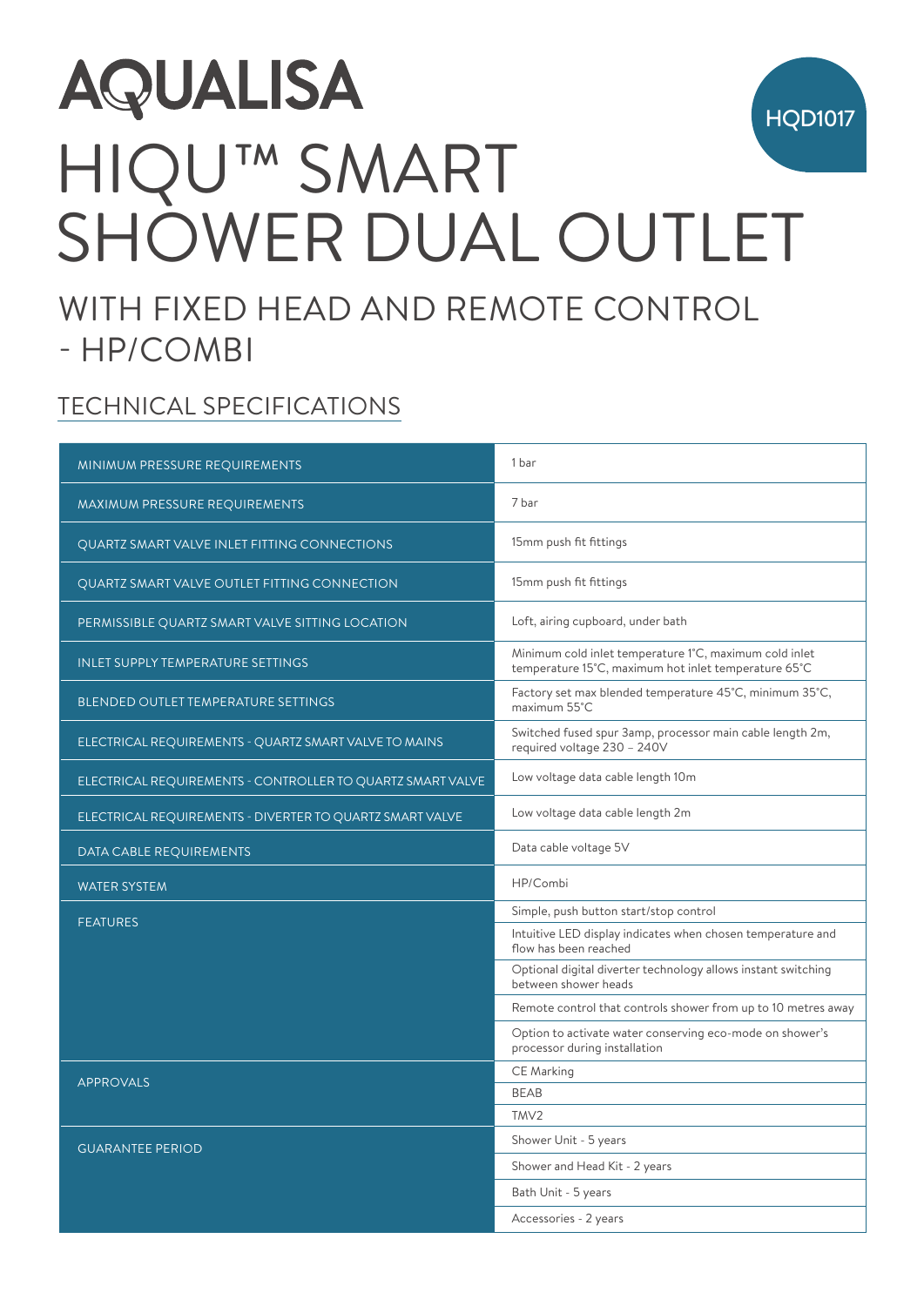# AQUALISA

HQD1017

# HIQU™ SMART SHOWER DUAL OUTLET

## WITH FIXED HEAD AND REMOTE CONTROL - HP/COMBI

## TECHNICAL SPECIFICATIONS

| | |
|---|---|
| MINIMUM PRESSURE REQUIREMENTS | 1 bar |
| MAXIMUM PRESSURE REQUIREMENTS | 7 bar |
| QUARTZ SMART VALVE INLET FITTING CONNECTIONS | 15mm push fit fittings |
| QUARTZ SMART VALVE OUTLET FITTING CONNECTION | 15mm push fit fittings |
| PERMISSIBLE QUARTZ SMART VALVE SITTING LOCATION | Loft, airing cupboard, under bath |
| INLET SUPPLY TEMPERATURE SETTINGS | Minimum cold inlet temperature 1°C, maximum cold inlet temperature 15°C, maximum hot inlet temperature 65°C |
| BLENDED OUTLET TEMPERATURE SETTINGS | Factory set max blended temperature 45°C, minimum 35°C, maximum 55°C |
| ELECTRICAL REQUIREMENTS - QUARTZ SMART VALVE TO MAINS | Switched fused spur 3amp, processor main cable length 2m, required voltage 230 – 240V |
| ELECTRICAL REQUIREMENTS - CONTROLLER TO QUARTZ SMART VALVE | Low voltage data cable length 10m |
| ELECTRICAL REQUIREMENTS - DIVERTER TO QUARTZ SMART VALVE | Low voltage data cable length 2m |
| DATA CABLE REQUIREMENTS | Data cable voltage 5V |
| WATER SYSTEM | HP/Combi |
| FEATURES | Simple, push button start/stop control |
| | Intuitive LED display indicates when chosen temperature and flow has been reached |
| | Optional digital diverter technology allows instant switching between shower heads |
| | Remote control that controls shower from up to 10 metres away |
| | Option to activate water conserving eco-mode on shower's processor during installation |
| APPROVALS | CE Marking |
| | BEAB |
| | TMV2 |
| GUARANTEE PERIOD | Shower Unit - 5 years |
| | Shower and Head Kit - 2 years |
| | Bath Unit - 5 years |
| | Accessories - 2 years |